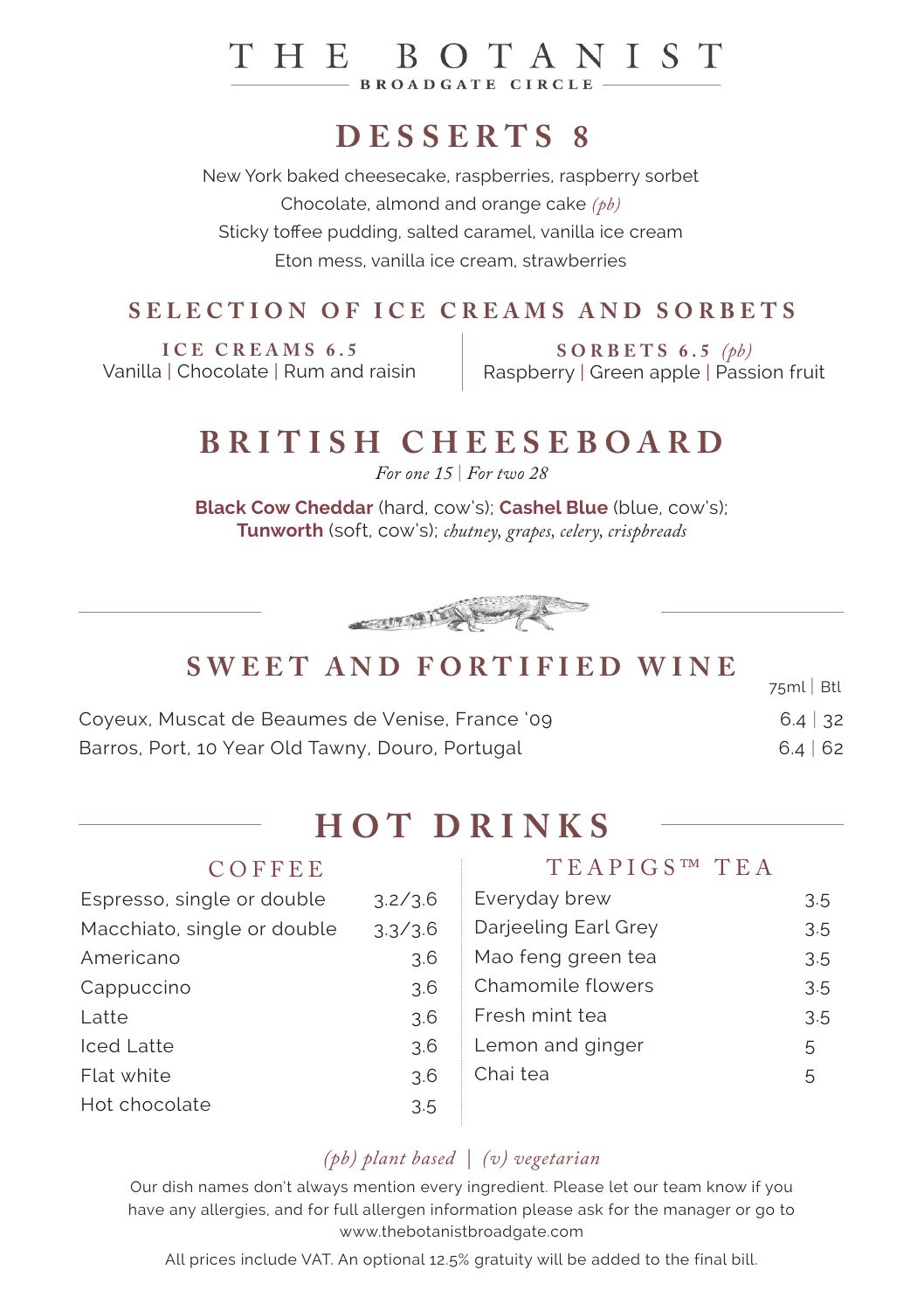# THE BOTANIST

BROADGATE CIRCLE

## DESSERTS 8

New York baked cheesecake, raspberries, raspberry sorbet

Chocolate, almond and orange cake *(pb)*

Sticky toffee pudding, salted caramel, vanilla ice cream

Eton mess, vanilla ice cream, strawberries

## SELECTION OF ICE CREAMS AND SORBETS

### ICE CREAMS 6.5

Vanilla | Chocolate | Rum and raisin

### SORBETS 6.5 *(pb)*

Raspberry | Green apple | Passion fruit

## BRITISH CHEESEBOARD

*For one 15 | For two 28*

**Black Cow Cheddar** (hard, cow's); **Cashel Blue** (blue, cow's); **Tunworth** (soft, cow's); *chutney, grapes, celery, crispbreads*

## SWEET AND FORTIFIED WINE

| | 75ml \| Btl |
|---|---|
| Coyeux, Muscat de Beaumes de Venise, France '09 | 6.4 \| 32 |
| Barros, Port, 10 Year Old Tawny, Douro, Portugal | 6.4 \| 62 |

## HOT DRINKS

### COFFEE

| | |
|---|---|
| Espresso, single or double | 3.2/3.6 |
| Macchiato, single or double | 3.3/3.6 |
| Americano | 3.6 |
| Cappuccino | 3.6 |
| Latte | 3.6 |
| Iced Latte | 3.6 |
| Flat white | 3.6 |
| Hot chocolate | 3.5 |

### TEAPIGS™ TEA

| | |
|---|---|
| Everyday brew | 3.5 |
| Darjeeling Earl Grey | 3.5 |
| Mao feng green tea | 3.5 |
| Chamomile flowers | 3.5 |
| Fresh mint tea | 3.5 |
| Lemon and ginger | 5 |
| Chai tea | 5 |

*(pb) plant based | (v) vegetarian*

Our dish names don't always mention every ingredient. Please let our team know if you have any allergies, and for full allergen information please ask for the manager or go to www.thebotanistbroadgate.com

All prices include VAT. An optional 12.5% gratuity will be added to the final bill.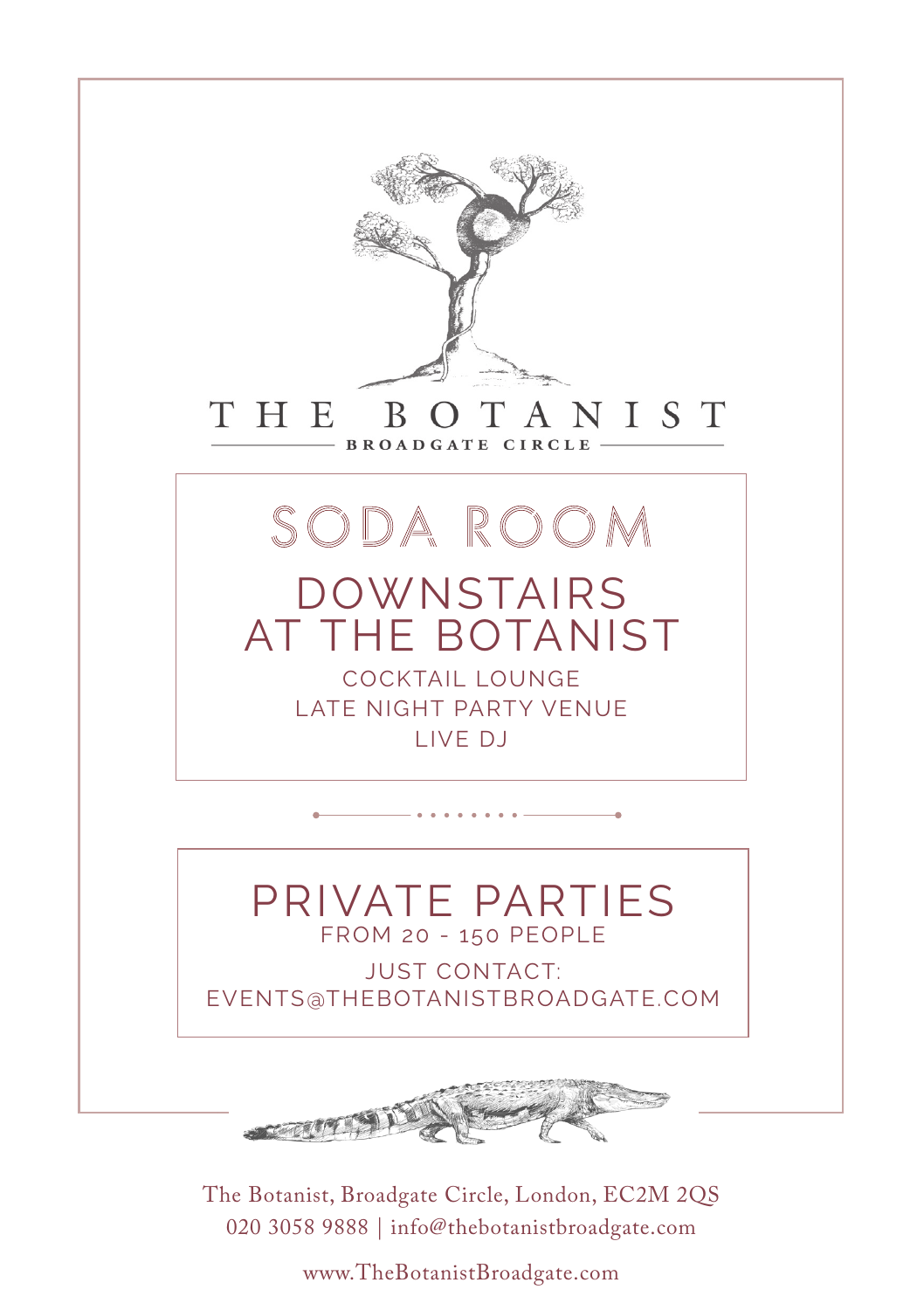# THE BOTANIST

BROADGATE CIRCLE

## SODA ROOM

## DOWNSTAIRS AT THE BOTANIST

COCKTAIL LOUNGE
LATE NIGHT PARTY VENUE
LIVE DJ

## PRIVATE PARTIES

FROM 20 - 150 PEOPLE

JUST CONTACT:
EVENTS@THEBOTANISTBROADGATE.COM

The Botanist, Broadgate Circle, London, EC2M 2QS
020 3058 9888 | info@thebotanistbroadgate.com

www.TheBotanistBroadgate.com